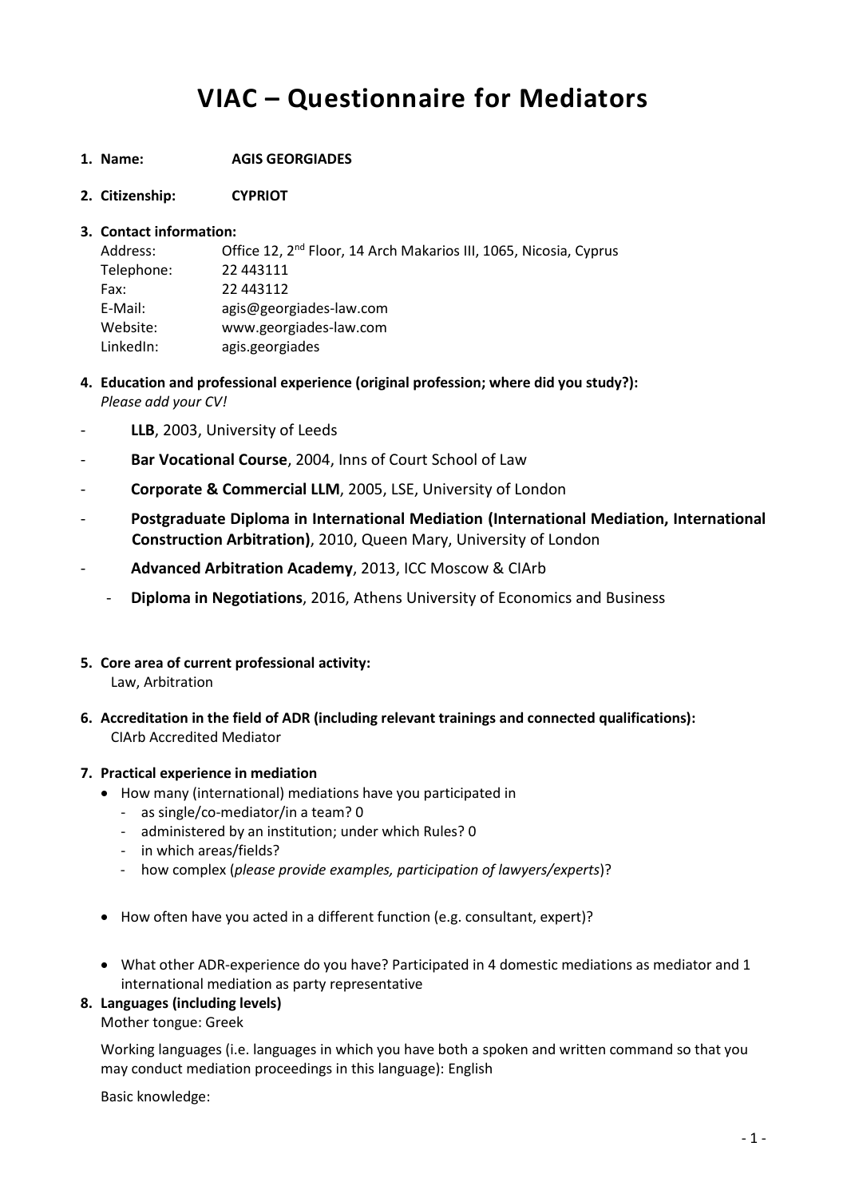# VIAC – Questionnaire for Mediators

1. **Name:** **AGIS GEORGIADES**

2. **Citizenship:** **CYPRIOT**

3. **Contact information:**

   Address: Office 12, 2nd Floor, 14 Arch Makarios III, 1065, Nicosia, Cyprus
   Telephone: 22 443111
   Fax: 22 443112
   E-Mail: agis@georgiades-law.com
   Website: www.georgiades-law.com
   LinkedIn: agis.georgiades

4. **Education and professional experience (original profession; where did you study?):**
   *Please add your CV!*

- **LLB**, 2003, University of Leeds
- **Bar Vocational Course**, 2004, Inns of Court School of Law
- **Corporate & Commercial LLM**, 2005, LSE, University of London
- **Postgraduate Diploma in International Mediation (International Mediation, International Construction Arbitration)**, 2010, Queen Mary, University of London
- **Advanced Arbitration Academy**, 2013, ICC Moscow & CIArb
- **Diploma in Negotiations**, 2016, Athens University of Economics and Business

5. **Core area of current professional activity:**
   Law, Arbitration

6. **Accreditation in the field of ADR (including relevant trainings and connected qualifications):**
   CIArb Accredited Mediator

7. **Practical experience in mediation**
   - How many (international) mediations have you participated in
     - as single/co-mediator/in a team? 0
     - administered by an institution; under which Rules? 0
     - in which areas/fields?
     - how complex (*please provide examples, participation of lawyers/experts*)?
   - How often have you acted in a different function (e.g. consultant, expert)?
   - What other ADR-experience do you have? Participated in 4 domestic mediations as mediator and 1 international mediation as party representative

8. **Languages (including levels)**

   Mother tongue: Greek

   Working languages (i.e. languages in which you have both a spoken and written command so that you may conduct mediation proceedings in this language): English

   Basic knowledge: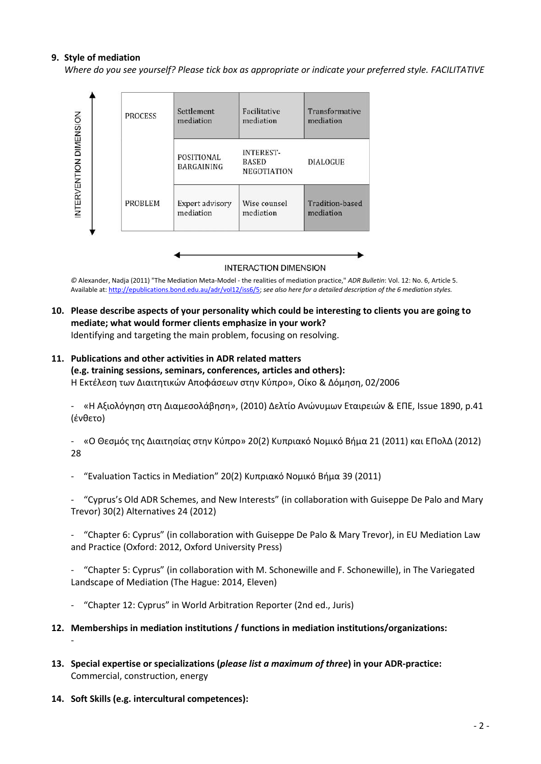9. **Style of mediation**
   *Where do you see yourself? Please tick box as appropriate or indicate your preferred style.* *FACILITATIVE*

| INTERVENTION DIMENSION | | | | |
|---|---|---|---|---|
| ↑ | PROCESS | Settlement mediation | Facilitative mediation | Transformative mediation |
| | | POSITIONAL BARGAINING | INTEREST-BASED NEGOTIATION | DIALOGUE |
| ↓ | PROBLEM | Expert advisory mediation | Wise counsel mediation | Tradition-based mediation |

← INTERACTION DIMENSION →

© Alexander, Nadja (2011) "The Mediation Meta-Model - the realities of mediation practice," *ADR Bulletin*: Vol. 12: No. 6, Article 5. Available at: http://epublications.bond.edu.au/adr/vol12/iss6/5; *see also here for a detailed description of the 6 mediation styles.*

10. **Please describe aspects of your personality which could be interesting to clients you are going to mediate; what would former clients emphasize in your work?**
    Identifying and targeting the main problem, focusing on resolving.

11. **Publications and other activities in ADR related matters (e.g. training sessions, seminars, conferences, articles and others):**
    Η Εκτέλεση των Διαιτητικών Αποφάσεων στην Κύπρο», Οίκο & Δόμηση, 02/2006

    - «Η Αξιολόγηση στη Διαμεσολάβηση», (2010) Δελτίο Ανώνυμων Εταιρειών & ΕΠΕ, Issue 1890, p.41 (ένθετο)

    - «Ο Θεσμός της Διαιτησίας στην Κύπρο» 20(2) Κυπριακό Νομικό Βήμα 21 (2011) και ΕΠολΔ (2012) 28

    - "Evaluation Tactics in Mediation" 20(2) Κυπριακό Νομικό Βήμα 39 (2011)

    - "Cyprus's Old ADR Schemes, and New Interests" (in collaboration with Guiseppe De Palo and Mary Trevor) 30(2) Alternatives 24 (2012)

    - "Chapter 6: Cyprus" (in collaboration with Guiseppe De Palo & Mary Trevor), in EU Mediation Law and Practice (Oxford: 2012, Oxford University Press)

    - "Chapter 5: Cyprus" (in collaboration with M. Schonewille and F. Schonewille), in The Variegated Landscape of Mediation (The Hague: 2014, Eleven)

    - "Chapter 12: Cyprus" in World Arbitration Reporter (2nd ed., Juris)

12. **Memberships in mediation institutions / functions in mediation institutions/organizations:**
    -

13. **Special expertise or specializations (*please list a maximum of three*) in your ADR-practice:**
    Commercial, construction, energy

14. **Soft Skills (e.g. intercultural competences):**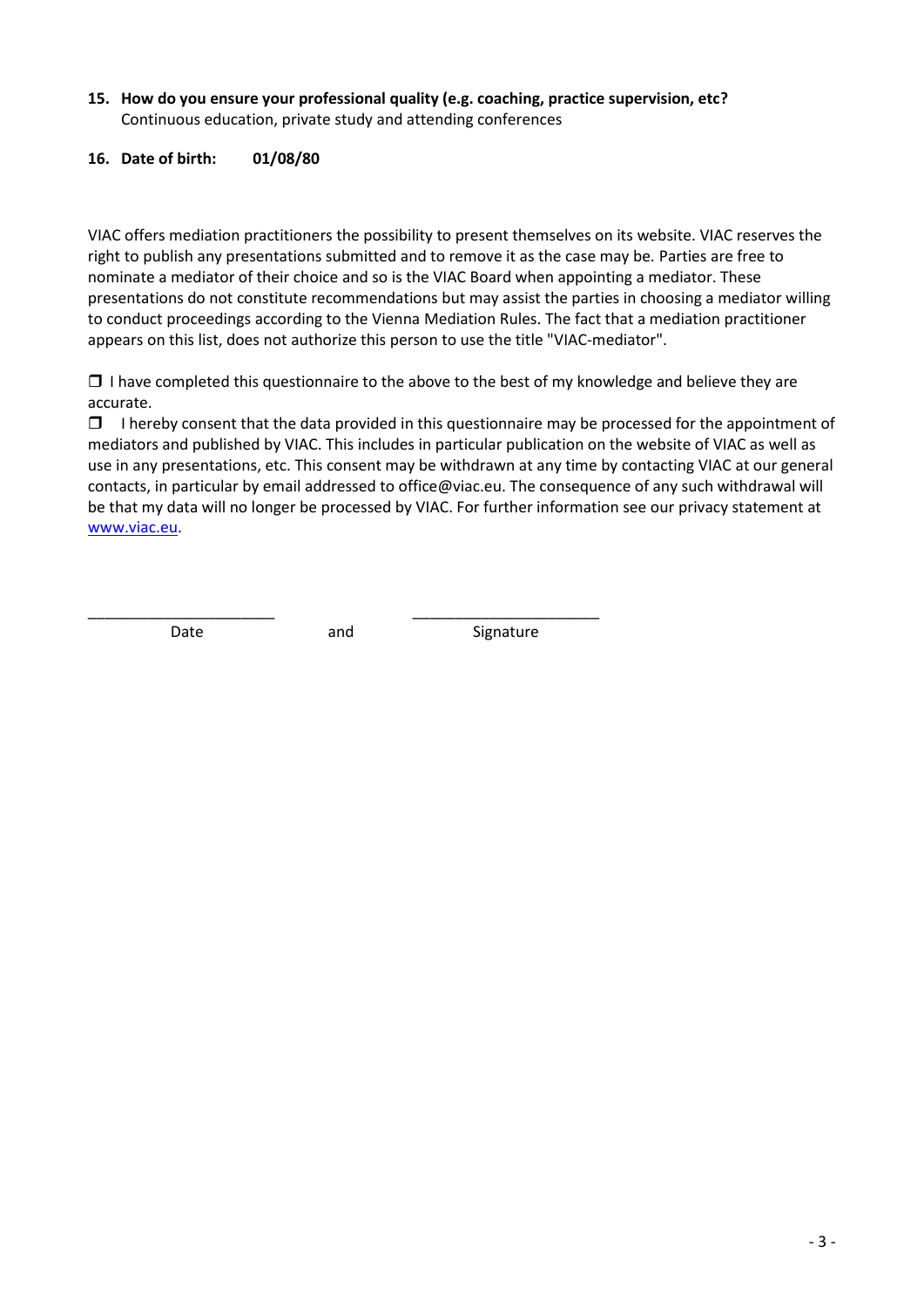**15. How do you ensure your professional quality (e.g. coaching, practice supervision, etc?**
Continuous education, private study and attending conferences

**16. Date of birth: 01/08/80**

VIAC offers mediation practitioners the possibility to present themselves on its website. VIAC reserves the right to publish any presentations submitted and to remove it as the case may be. Parties are free to nominate a mediator of their choice and so is the VIAC Board when appointing a mediator. These presentations do not constitute recommendations but may assist the parties in choosing a mediator willing to conduct proceedings according to the Vienna Mediation Rules. The fact that a mediation practitioner appears on this list, does not authorize this person to use the title "VIAC-mediator".

❒ I have completed this questionnaire to the above to the best of my knowledge and believe they are accurate.

❒ I hereby consent that the data provided in this questionnaire may be processed for the appointment of mediators and published by VIAC. This includes in particular publication on the website of VIAC as well as use in any presentations, etc. This consent may be withdrawn at any time by contacting VIAC at our general contacts, in particular by email addressed to office@viac.eu. The consequence of any such withdrawal will be that my data will no longer be processed by VIAC. For further information see our privacy statement at [www.viac.eu](http://www.viac.eu).

______________________ and ______________________

Date and Signature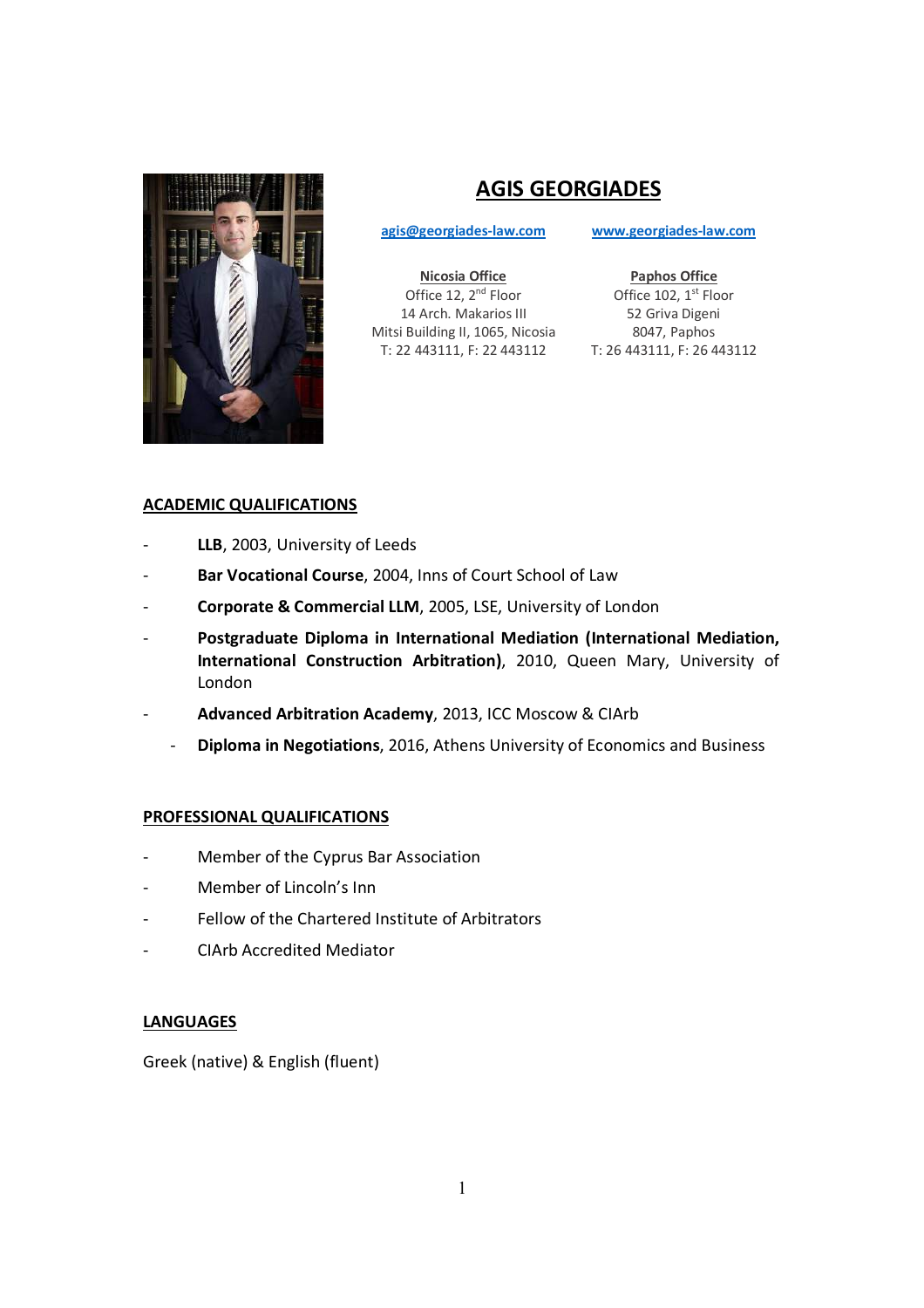# AGIS GEORGIADES

[agis@georgiades-law.com](mailto:agis@georgiades-law.com) [www.georgiades-law.com](http://www.georgiades-law.com)

**Nicosia Office**
Office 12, 2nd Floor
14 Arch. Makarios III
Mitsi Building II, 1065, Nicosia
T: 22 443111, F: 22 443112

**Paphos Office**
Office 102, 1st Floor
52 Griva Digeni
8047, Paphos
T: 26 443111, F: 26 443112

## ACADEMIC QUALIFICATIONS

- **LLB**, 2003, University of Leeds
- **Bar Vocational Course**, 2004, Inns of Court School of Law
- **Corporate & Commercial LLM**, 2005, LSE, University of London
- **Postgraduate Diploma in International Mediation (International Mediation, International Construction Arbitration)**, 2010, Queen Mary, University of London
- **Advanced Arbitration Academy**, 2013, ICC Moscow & CIArb
- **Diploma in Negotiations**, 2016, Athens University of Economics and Business

## PROFESSIONAL QUALIFICATIONS

- Member of the Cyprus Bar Association
- Member of Lincoln's Inn
- Fellow of the Chartered Institute of Arbitrators
- CIArb Accredited Mediator

## LANGUAGES

Greek (native) & English (fluent)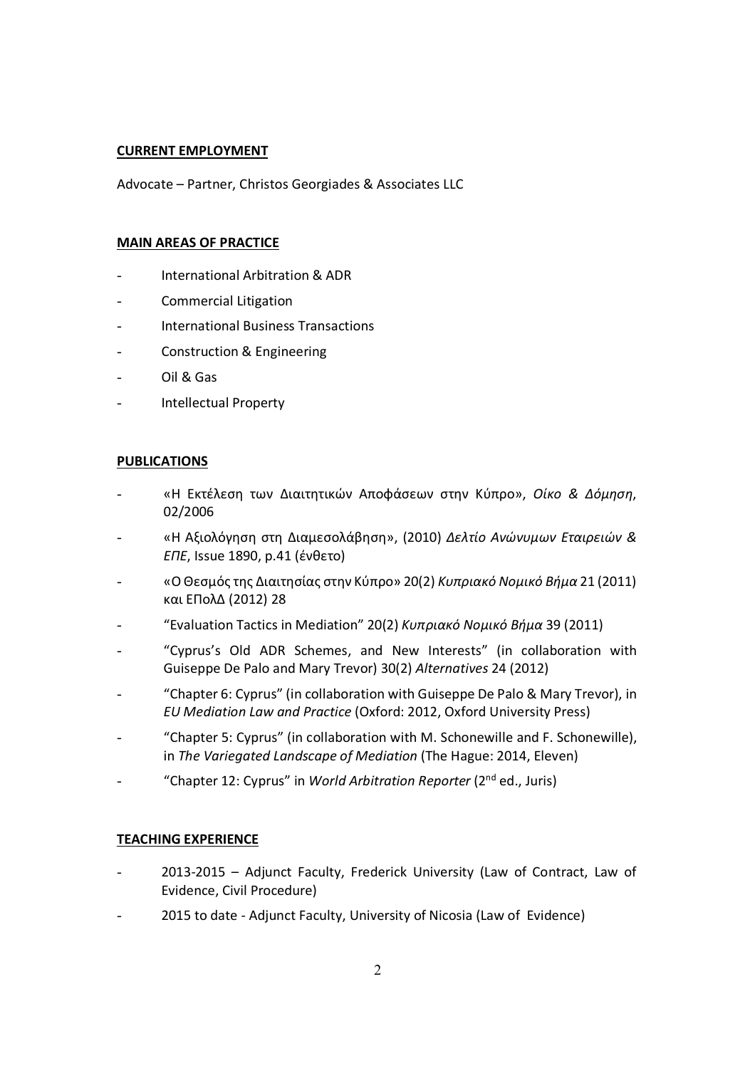**CURRENT EMPLOYMENT**

Advocate – Partner, Christos Georgiades & Associates LLC

**MAIN AREAS OF PRACTICE**

- International Arbitration & ADR
- Commercial Litigation
- International Business Transactions
- Construction & Engineering
- Oil & Gas
- Intellectual Property

**PUBLICATIONS**

- «Η Εκτέλεση των Διαιτητικών Αποφάσεων στην Κύπρο», *Οίκο & Δόμηση*, 02/2006
- «Η Αξιολόγηση στη Διαμεσολάβηση», (2010) *Δελτίο Ανώνυμων Εταιρειών & ΕΠΕ*, Issue 1890, p.41 (ένθετο)
- «Ο Θεσμός της Διαιτησίας στην Κύπρο» 20(2) *Κυπριακό Νομικό Βήμα* 21 (2011) και ΕΠολΔ (2012) 28
- "Evaluation Tactics in Mediation" 20(2) *Κυπριακό Νομικό Βήμα* 39 (2011)
- "Cyprus's Old ADR Schemes, and New Interests" (in collaboration with Guiseppe De Palo and Mary Trevor) 30(2) *Alternatives* 24 (2012)
- "Chapter 6: Cyprus" (in collaboration with Guiseppe De Palo & Mary Trevor), in *EU Mediation Law and Practice* (Oxford: 2012, Oxford University Press)
- "Chapter 5: Cyprus" (in collaboration with M. Schonewille and F. Schonewille), in *The Variegated Landscape of Mediation* (The Hague: 2014, Eleven)
- "Chapter 12: Cyprus" in *World Arbitration Reporter* (2nd ed., Juris)

**TEACHING EXPERIENCE**

- 2013-2015 – Adjunct Faculty, Frederick University (Law of Contract, Law of Evidence, Civil Procedure)
- 2015 to date - Adjunct Faculty, University of Nicosia (Law of Evidence)